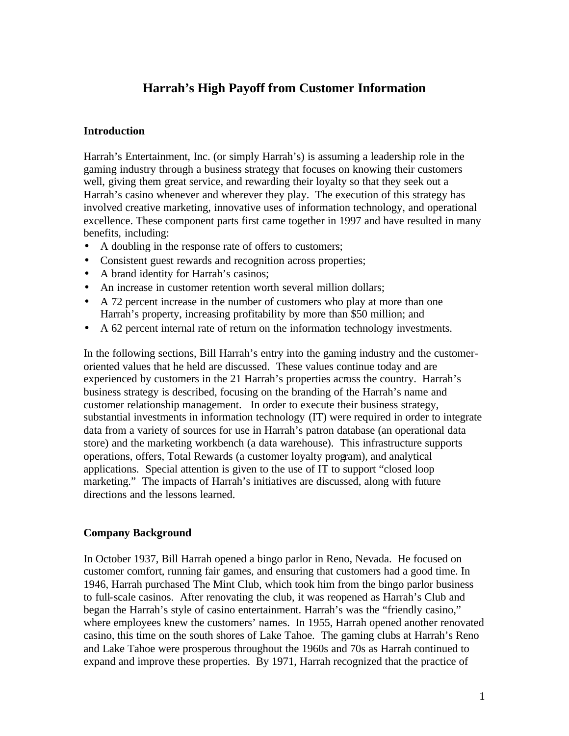# Harrah's High Payoff from Customer Information

## Introduction

Harrah's Entertainment, Inc. (or simply Harrah's) is assuming a leadership role in the gaming industry through a business strategy that focuses on knowing their customers well, giving them great service, and rewarding their loyalty so that they seek out a Harrah's casino whenever and wherever they play. The execution of this strategy has involved creative marketing, innovative uses of information technology, and operational excellence. These component parts first came together in 1997 and have resulted in many benefits, including:

- A doubling in the response rate of offers to customers;
- Consistent guest rewards and recognition across properties;
- A brand identity for Harrah's casinos;
- An increase in customer retention worth several million dollars;
- A 72 percent increase in the number of customers who play at more than one Harrah's property, increasing profitability by more than $50 million; and
- A 62 percent internal rate of return on the information technology investments.

In the following sections, Bill Harrah's entry into the gaming industry and the customer-oriented values that he held are discussed. These values continue today and are experienced by customers in the 21 Harrah's properties across the country. Harrah's business strategy is described, focusing on the branding of the Harrah's name and customer relationship management. In order to execute their business strategy, substantial investments in information technology (IT) were required in order to integrate data from a variety of sources for use in Harrah's patron database (an operational data store) and the marketing workbench (a data warehouse). This infrastructure supports operations, offers, Total Rewards (a customer loyalty program), and analytical applications. Special attention is given to the use of IT to support "closed loop marketing." The impacts of Harrah's initiatives are discussed, along with future directions and the lessons learned.

## Company Background

In October 1937, Bill Harrah opened a bingo parlor in Reno, Nevada. He focused on customer comfort, running fair games, and ensuring that customers had a good time. In 1946, Harrah purchased The Mint Club, which took him from the bingo parlor business to full-scale casinos. After renovating the club, it was reopened as Harrah's Club and began the Harrah's style of casino entertainment. Harrah's was the "friendly casino," where employees knew the customers' names. In 1955, Harrah opened another renovated casino, this time on the south shores of Lake Tahoe. The gaming clubs at Harrah's Reno and Lake Tahoe were prosperous throughout the 1960s and 70s as Harrah continued to expand and improve these properties. By 1971, Harrah recognized that the practice of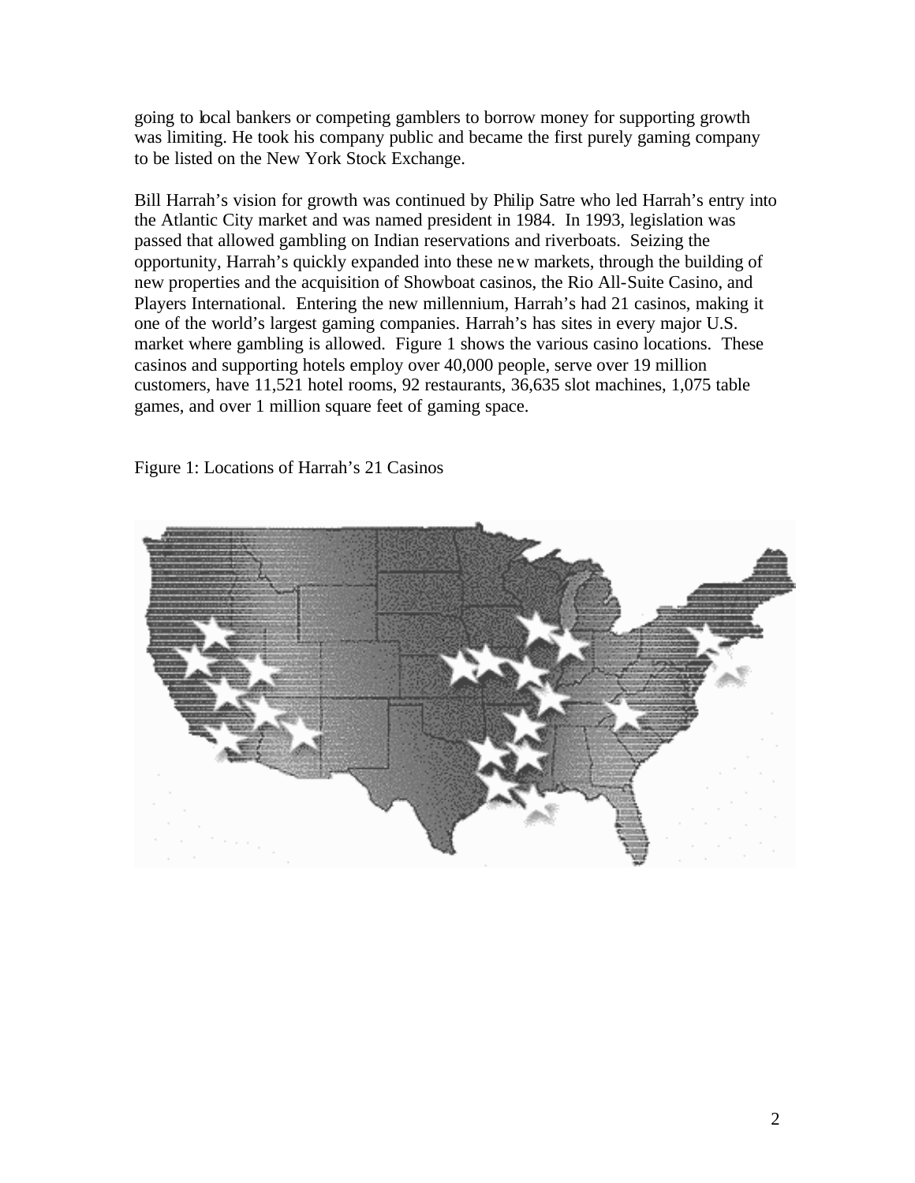going to local bankers or competing gamblers to borrow money for supporting growth was limiting. He took his company public and became the first purely gaming company to be listed on the New York Stock Exchange.

Bill Harrah's vision for growth was continued by Philip Satre who led Harrah's entry into the Atlantic City market and was named president in 1984. In 1993, legislation was passed that allowed gambling on Indian reservations and riverboats. Seizing the opportunity, Harrah's quickly expanded into these new markets, through the building of new properties and the acquisition of Showboat casinos, the Rio All-Suite Casino, and Players International. Entering the new millennium, Harrah's had 21 casinos, making it one of the world's largest gaming companies. Harrah's has sites in every major U.S. market where gambling is allowed. Figure 1 shows the various casino locations. These casinos and supporting hotels employ over 40,000 people, serve over 19 million customers, have 11,521 hotel rooms, 92 restaurants, 36,635 slot machines, 1,075 table games, and over 1 million square feet of gaming space.

Figure 1: Locations of Harrah's 21 Casinos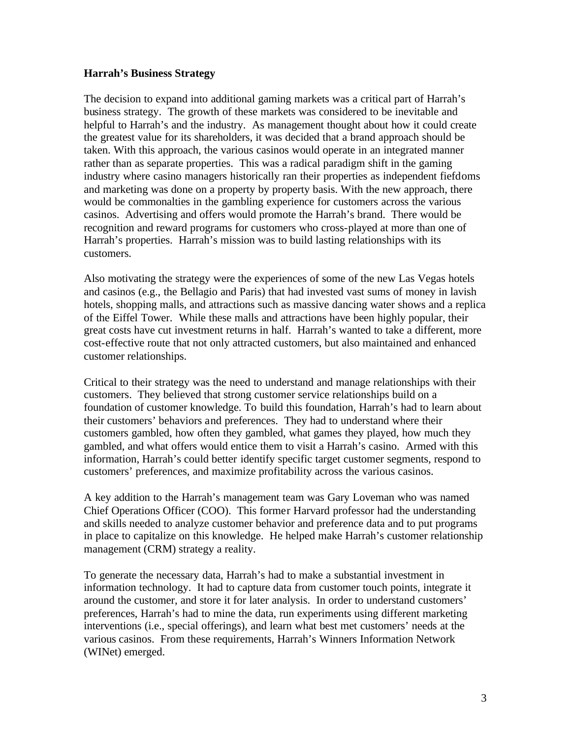**Harrah's Business Strategy**

The decision to expand into additional gaming markets was a critical part of Harrah's business strategy. The growth of these markets was considered to be inevitable and helpful to Harrah's and the industry. As management thought about how it could create the greatest value for its shareholders, it was decided that a brand approach should be taken. With this approach, the various casinos would operate in an integrated manner rather than as separate properties. This was a radical paradigm shift in the gaming industry where casino managers historically ran their properties as independent fiefdoms and marketing was done on a property by property basis. With the new approach, there would be commonalties in the gambling experience for customers across the various casinos. Advertising and offers would promote the Harrah's brand. There would be recognition and reward programs for customers who cross-played at more than one of Harrah's properties. Harrah's mission was to build lasting relationships with its customers.

Also motivating the strategy were the experiences of some of the new Las Vegas hotels and casinos (e.g., the Bellagio and Paris) that had invested vast sums of money in lavish hotels, shopping malls, and attractions such as massive dancing water shows and a replica of the Eiffel Tower. While these malls and attractions have been highly popular, their great costs have cut investment returns in half. Harrah's wanted to take a different, more cost-effective route that not only attracted customers, but also maintained and enhanced customer relationships.

Critical to their strategy was the need to understand and manage relationships with their customers. They believed that strong customer service relationships build on a foundation of customer knowledge. To build this foundation, Harrah's had to learn about their customers' behaviors and preferences. They had to understand where their customers gambled, how often they gambled, what games they played, how much they gambled, and what offers would entice them to visit a Harrah's casino. Armed with this information, Harrah's could better identify specific target customer segments, respond to customers' preferences, and maximize profitability across the various casinos.

A key addition to the Harrah's management team was Gary Loveman who was named Chief Operations Officer (COO). This former Harvard professor had the understanding and skills needed to analyze customer behavior and preference data and to put programs in place to capitalize on this knowledge. He helped make Harrah's customer relationship management (CRM) strategy a reality.

To generate the necessary data, Harrah's had to make a substantial investment in information technology. It had to capture data from customer touch points, integrate it around the customer, and store it for later analysis. In order to understand customers' preferences, Harrah's had to mine the data, run experiments using different marketing interventions (i.e., special offerings), and learn what best met customers' needs at the various casinos. From these requirements, Harrah's Winners Information Network (WINet) emerged.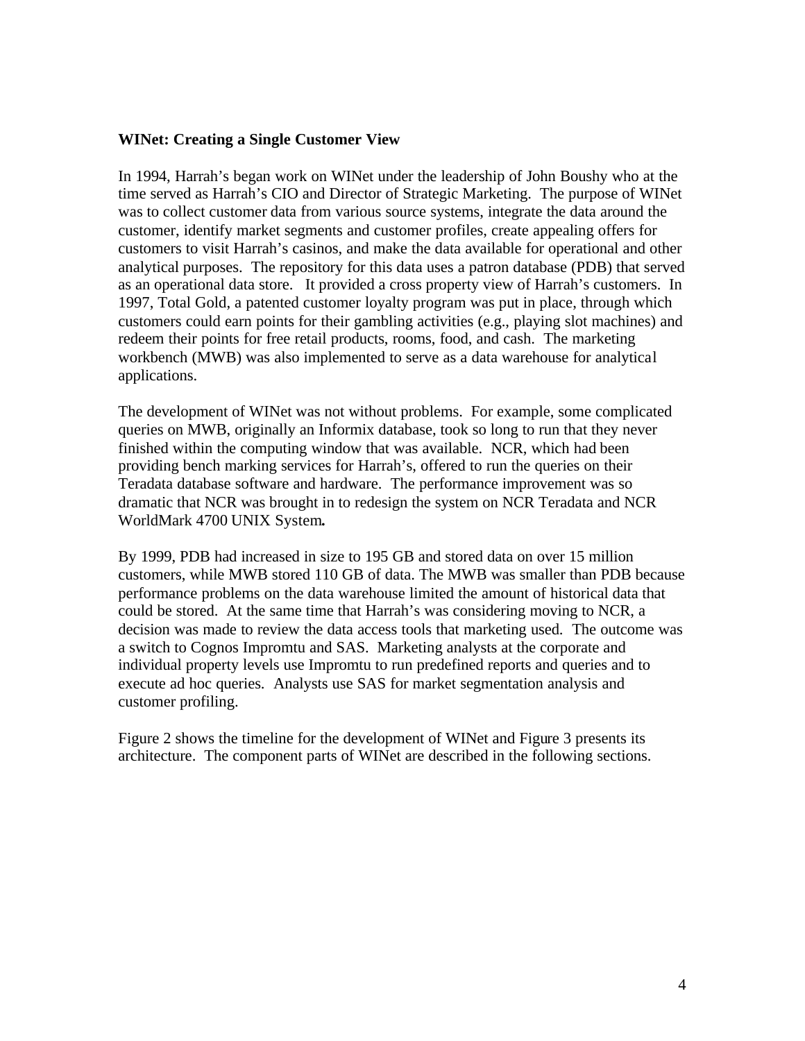**WINet: Creating a Single Customer View**

In 1994, Harrah's began work on WINet under the leadership of John Boushy who at the time served as Harrah's CIO and Director of Strategic Marketing. The purpose of WINet was to collect customer data from various source systems, integrate the data around the customer, identify market segments and customer profiles, create appealing offers for customers to visit Harrah's casinos, and make the data available for operational and other analytical purposes. The repository for this data uses a patron database (PDB) that served as an operational data store. It provided a cross property view of Harrah's customers. In 1997, Total Gold, a patented customer loyalty program was put in place, through which customers could earn points for their gambling activities (e.g., playing slot machines) and redeem their points for free retail products, rooms, food, and cash. The marketing workbench (MWB) was also implemented to serve as a data warehouse for analytical applications.

The development of WINet was not without problems. For example, some complicated queries on MWB, originally an Informix database, took so long to run that they never finished within the computing window that was available. NCR, which had been providing bench marking services for Harrah's, offered to run the queries on their Teradata database software and hardware. The performance improvement was so dramatic that NCR was brought in to redesign the system on NCR Teradata and NCR WorldMark 4700 UNIX System**.**

By 1999, PDB had increased in size to 195 GB and stored data on over 15 million customers, while MWB stored 110 GB of data. The MWB was smaller than PDB because performance problems on the data warehouse limited the amount of historical data that could be stored. At the same time that Harrah's was considering moving to NCR, a decision was made to review the data access tools that marketing used. The outcome was a switch to Cognos Impromtu and SAS. Marketing analysts at the corporate and individual property levels use Impromtu to run predefined reports and queries and to execute ad hoc queries. Analysts use SAS for market segmentation analysis and customer profiling.

Figure 2 shows the timeline for the development of WINet and Figure 3 presents its architecture. The component parts of WINet are described in the following sections.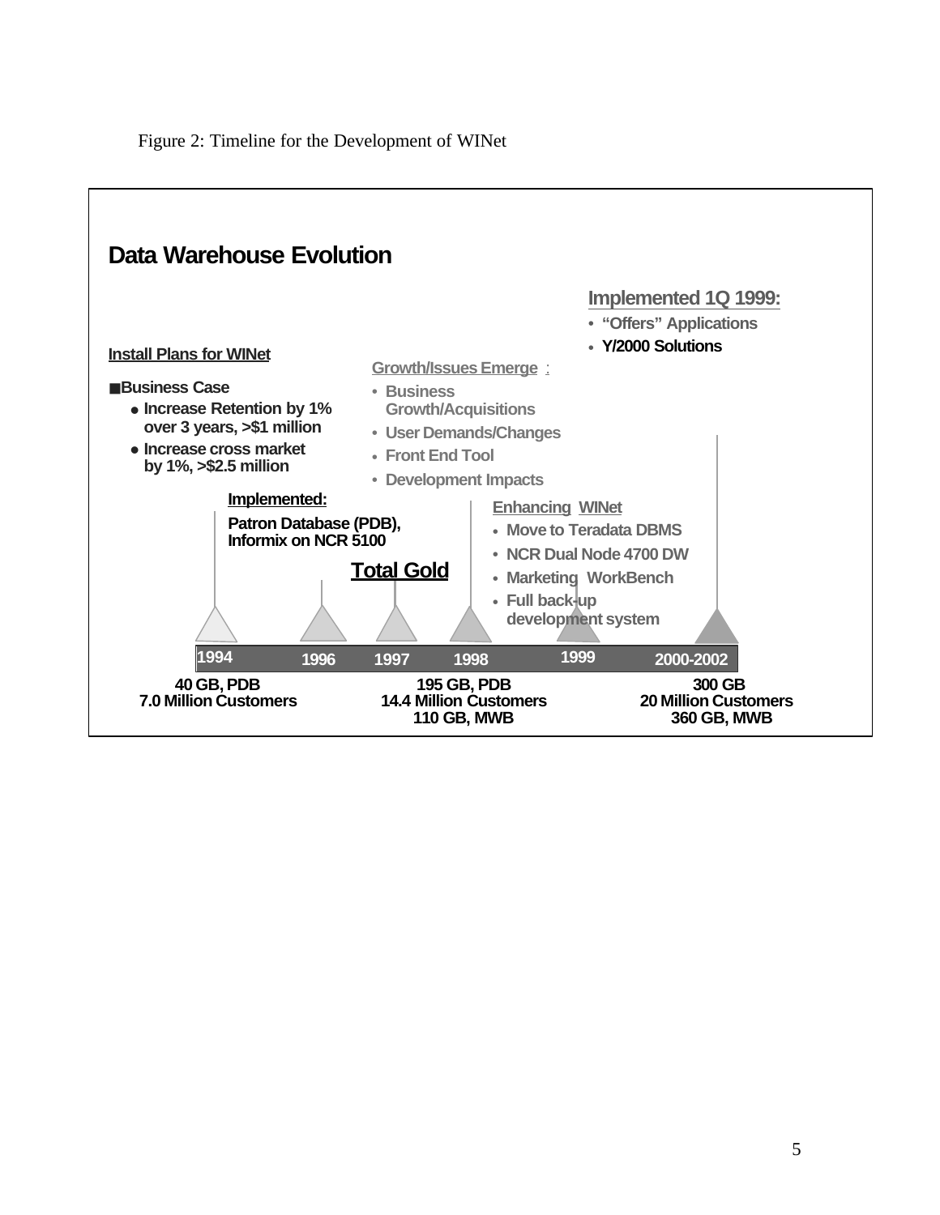Figure 2: Timeline for the Development of WINet

## Data Warehouse Evolution

**Install Plans for WINet**

- **Business Case**
  - **Increase Retention by 1% over 3 years, >$1 million**
  - **Increase cross market by 1%, >$2.5 million**

**Implemented:**

**Patron Database (PDB), Informix on NCR 5100**

**Growth/Issues Emerge :**

- **Business Growth/Acquisitions**
- **User Demands/Changes**
- **Front End Tool**
- **Development Impacts**

**Total Gold**

**Enhancing WINet**

- **Move to Teradata DBMS**
- **NCR Dual Node 4700 DW**
- **Marketing WorkBench**
- **Full back-up development system**

**Implemented 1Q 1999:**

- **"Offers" Applications**
- **Y/2000 Solutions**

**1994 | 1996 | 1997 | 1998 | 1999 | 2000-2002**

**40 GB, PDB**
**7.0 Million Customers**

**195 GB, PDB**
**14.4 Million Customers**
**110 GB, MWB**

**300 GB**
**20 Million Customers**
**360 GB, MWB**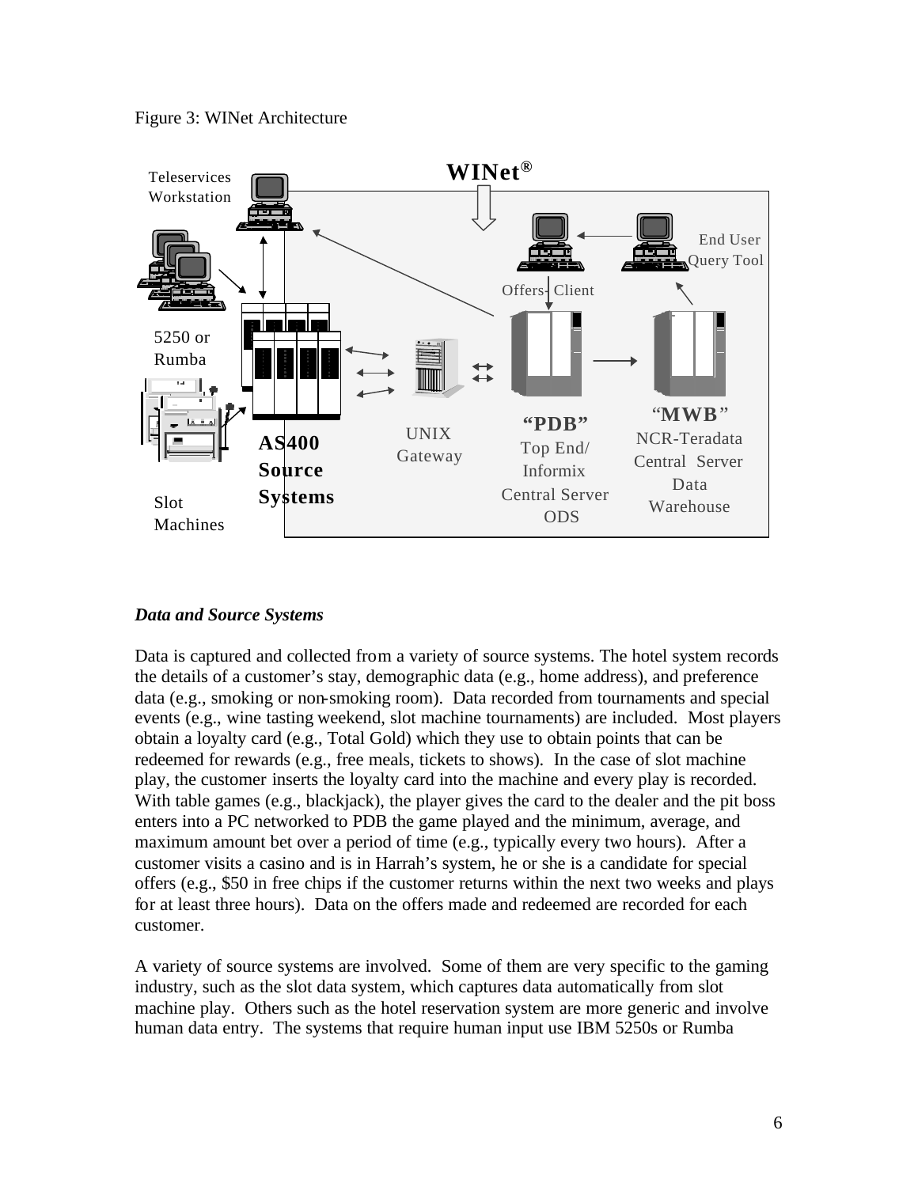Figure 3: WINet Architecture

*Data and Source Systems*

Data is captured and collected from a variety of source systems. The hotel system records the details of a customer's stay, demographic data (e.g., home address), and preference data (e.g., smoking or non-smoking room). Data recorded from tournaments and special events (e.g., wine tasting weekend, slot machine tournaments) are included. Most players obtain a loyalty card (e.g., Total Gold) which they use to obtain points that can be redeemed for rewards (e.g., free meals, tickets to shows). In the case of slot machine play, the customer inserts the loyalty card into the machine and every play is recorded. With table games (e.g., blackjack), the player gives the card to the dealer and the pit boss enters into a PC networked to PDB the game played and the minimum, average, and maximum amount bet over a period of time (e.g., typically every two hours). After a customer visits a casino and is in Harrah's system, he or she is a candidate for special offers (e.g., $50 in free chips if the customer returns within the next two weeks and plays for at least three hours). Data on the offers made and redeemed are recorded for each customer.

A variety of source systems are involved. Some of them are very specific to the gaming industry, such as the slot data system, which captures data automatically from slot machine play. Others such as the hotel reservation system are more generic and involve human data entry. The systems that require human input use IBM 5250s or Rumba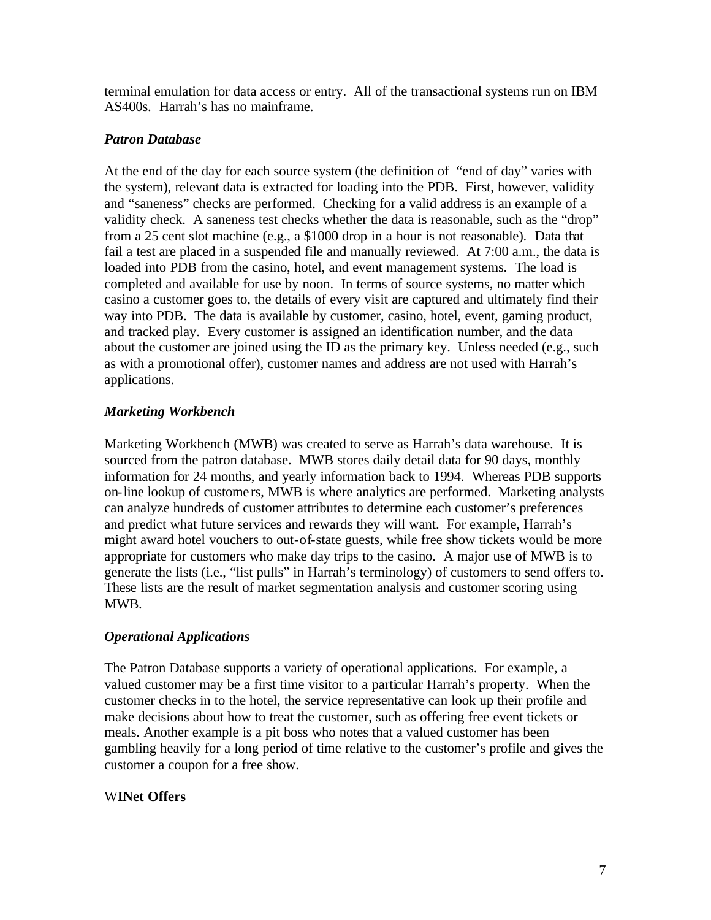terminal emulation for data access or entry. All of the transactional systems run on IBM AS400s. Harrah's has no mainframe.

### *Patron Database*

At the end of the day for each source system (the definition of "end of day" varies with the system), relevant data is extracted for loading into the PDB. First, however, validity and "saneness" checks are performed. Checking for a valid address is an example of a validity check. A saneness test checks whether the data is reasonable, such as the "drop" from a 25 cent slot machine (e.g., a $1000 drop in a hour is not reasonable). Data that fail a test are placed in a suspended file and manually reviewed. At 7:00 a.m., the data is loaded into PDB from the casino, hotel, and event management systems. The load is completed and available for use by noon. In terms of source systems, no matter which casino a customer goes to, the details of every visit are captured and ultimately find their way into PDB. The data is available by customer, casino, hotel, event, gaming product, and tracked play. Every customer is assigned an identification number, and the data about the customer are joined using the ID as the primary key. Unless needed (e.g., such as with a promotional offer), customer names and address are not used with Harrah's applications.

### *Marketing Workbench*

Marketing Workbench (MWB) was created to serve as Harrah's data warehouse. It is sourced from the patron database. MWB stores daily detail data for 90 days, monthly information for 24 months, and yearly information back to 1994. Whereas PDB supports on-line lookup of customers, MWB is where analytics are performed. Marketing analysts can analyze hundreds of customer attributes to determine each customer's preferences and predict what future services and rewards they will want. For example, Harrah's might award hotel vouchers to out-of-state guests, while free show tickets would be more appropriate for customers who make day trips to the casino. A major use of MWB is to generate the lists (i.e., "list pulls" in Harrah's terminology) of customers to send offers to. These lists are the result of market segmentation analysis and customer scoring using MWB.

### *Operational Applications*

The Patron Database supports a variety of operational applications. For example, a valued customer may be a first time visitor to a particular Harrah's property. When the customer checks in to the hotel, the service representative can look up their profile and make decisions about how to treat the customer, such as offering free event tickets or meals. Another example is a pit boss who notes that a valued customer has been gambling heavily for a long period of time relative to the customer's profile and gives the customer a coupon for a free show.

### WINet Offers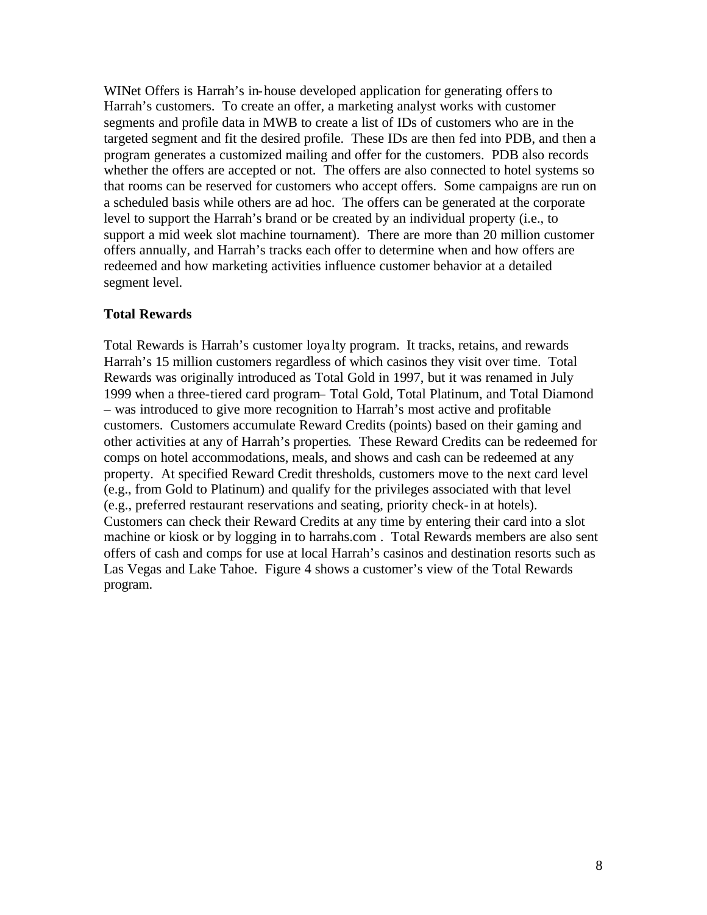WINet Offers is Harrah's in-house developed application for generating offers to Harrah's customers. To create an offer, a marketing analyst works with customer segments and profile data in MWB to create a list of IDs of customers who are in the targeted segment and fit the desired profile. These IDs are then fed into PDB, and then a program generates a customized mailing and offer for the customers. PDB also records whether the offers are accepted or not. The offers are also connected to hotel systems so that rooms can be reserved for customers who accept offers. Some campaigns are run on a scheduled basis while others are ad hoc. The offers can be generated at the corporate level to support the Harrah's brand or be created by an individual property (i.e., to support a mid week slot machine tournament). There are more than 20 million customer offers annually, and Harrah's tracks each offer to determine when and how offers are redeemed and how marketing activities influence customer behavior at a detailed segment level.

**Total Rewards**

Total Rewards is Harrah's customer loyalty program. It tracks, retains, and rewards Harrah's 15 million customers regardless of which casinos they visit over time. Total Rewards was originally introduced as Total Gold in 1997, but it was renamed in July 1999 when a three-tiered card program– Total Gold, Total Platinum, and Total Diamond – was introduced to give more recognition to Harrah's most active and profitable customers. Customers accumulate Reward Credits (points) based on their gaming and other activities at any of Harrah's properties. These Reward Credits can be redeemed for comps on hotel accommodations, meals, and shows and cash can be redeemed at any property. At specified Reward Credit thresholds, customers move to the next card level (e.g., from Gold to Platinum) and qualify for the privileges associated with that level (e.g., preferred restaurant reservations and seating, priority check-in at hotels). Customers can check their Reward Credits at any time by entering their card into a slot machine or kiosk or by logging in to harrahs.com . Total Rewards members are also sent offers of cash and comps for use at local Harrah's casinos and destination resorts such as Las Vegas and Lake Tahoe. Figure 4 shows a customer's view of the Total Rewards program.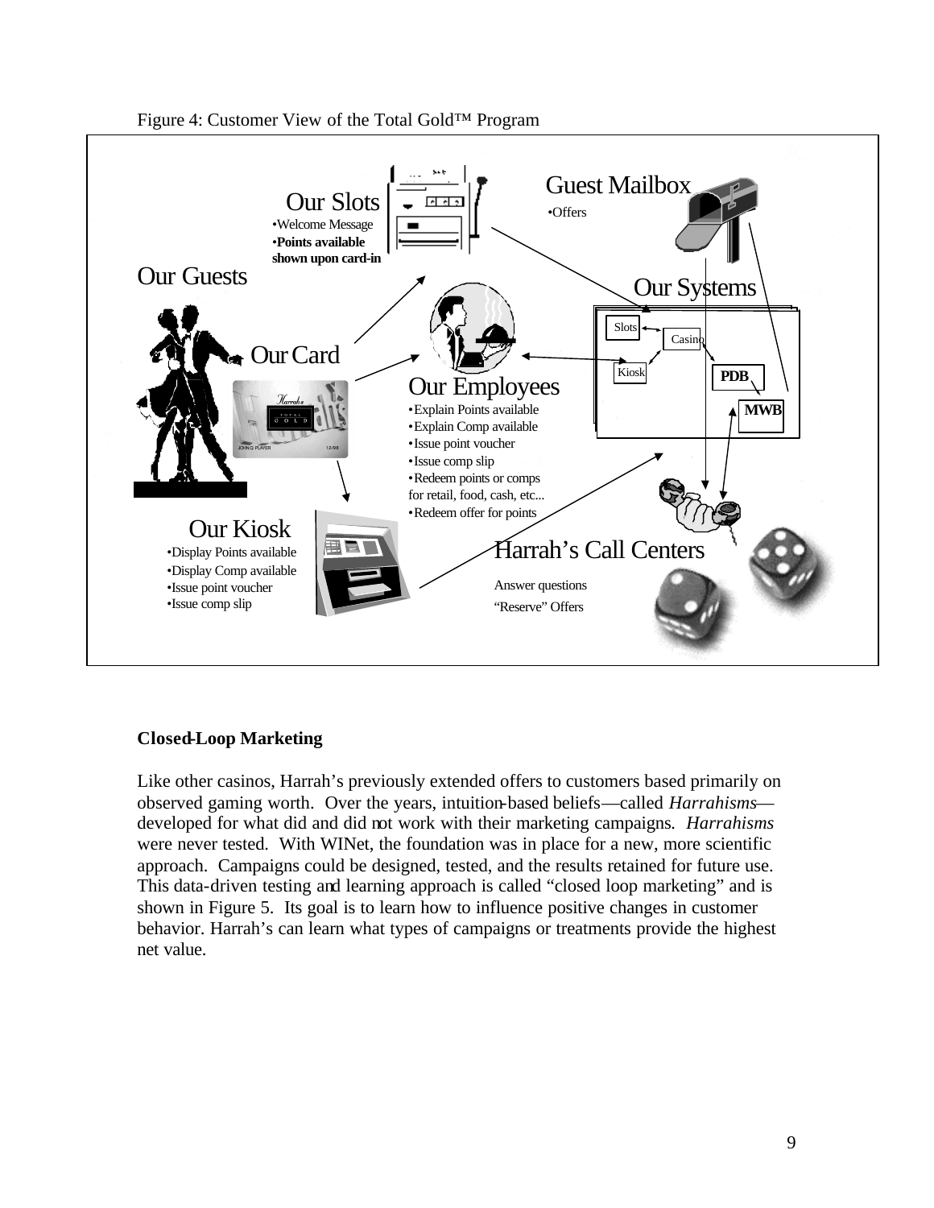Figure 4: Customer View of the Total Gold™ Program

Our Slots
- Welcome Message
- **Points available shown upon card-in**

Guest Mailbox
- Offers

Our Guests

Our Systems

Slots | Casino | Kiosk | **PDB** | **MWB**

Our Card

Our Employees
- Explain Points available
- Explain Comp available
- Issue point voucher
- Issue comp slip
- Redeem points or comps for retail, food, cash, etc...
- Redeem offer for points

Our Kiosk
- Display Points available
- Display Comp available
- Issue point voucher
- Issue comp slip

Harrah's Call Centers

Answer questions

"Reserve" Offers

**Closed-Loop Marketing**

Like other casinos, Harrah's previously extended offers to customers based primarily on observed gaming worth. Over the years, intuition-based beliefs—called *Harrahisms*—developed for what did and did not work with their marketing campaigns. *Harrahisms* were never tested. With WINet, the foundation was in place for a new, more scientific approach. Campaigns could be designed, tested, and the results retained for future use. This data-driven testing and learning approach is called "closed loop marketing" and is shown in Figure 5. Its goal is to learn how to influence positive changes in customer behavior. Harrah's can learn what types of campaigns or treatments provide the highest net value.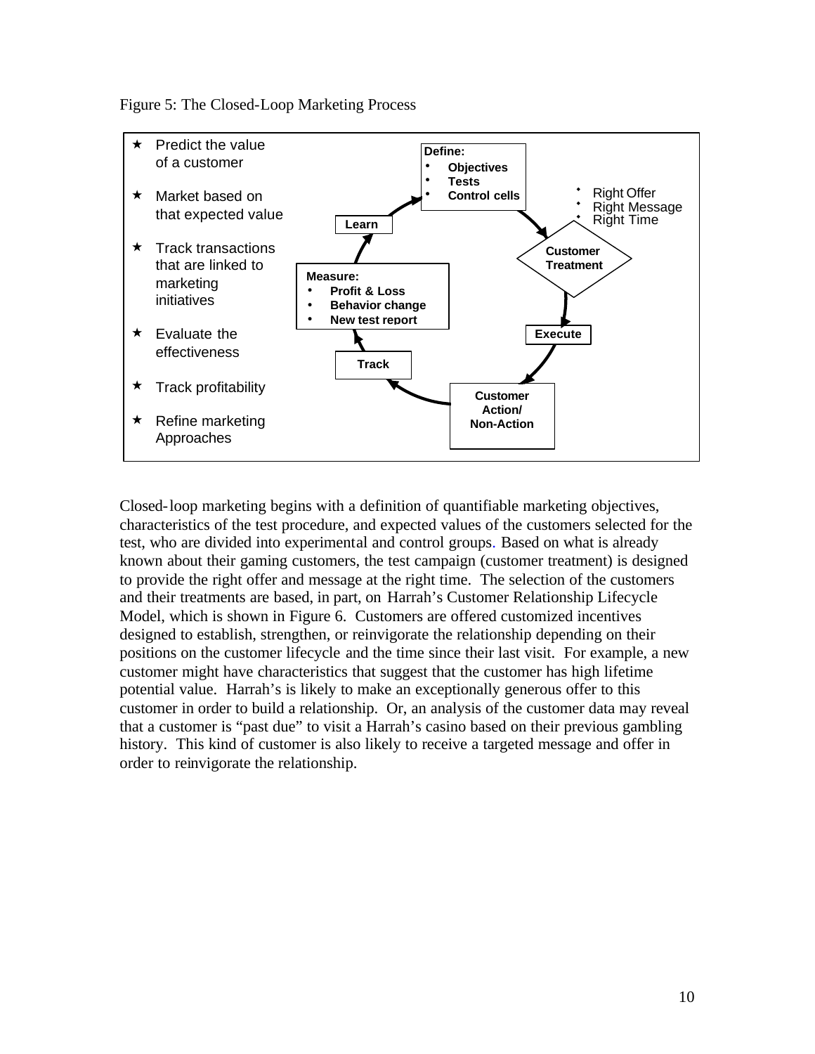Figure 5: The Closed-Loop Marketing Process

- Predict the value of a customer
- Market based on that expected value
- Track transactions that are linked to marketing initiatives
- Evaluate the effectiveness
- Track profitability
- Refine marketing Approaches

**Define:**
- **Objectives**
- **Tests**
- **Control cells**

- Right Offer
- Right Message
- Right Time

**Customer Treatment**

**Execute**

**Customer Action/ Non-Action**

**Track**

**Measure:**
- **Profit & Loss**
- **Behavior change**
- **New test report**

**Learn**

Closed-loop marketing begins with a definition of quantifiable marketing objectives, characteristics of the test procedure, and expected values of the customers selected for the test, who are divided into experimental and control groups. Based on what is already known about their gaming customers, the test campaign (customer treatment) is designed to provide the right offer and message at the right time. The selection of the customers and their treatments are based, in part, on Harrah's Customer Relationship Lifecycle Model, which is shown in Figure 6. Customers are offered customized incentives designed to establish, strengthen, or reinvigorate the relationship depending on their positions on the customer lifecycle and the time since their last visit. For example, a new customer might have characteristics that suggest that the customer has high lifetime potential value. Harrah's is likely to make an exceptionally generous offer to this customer in order to build a relationship. Or, an analysis of the customer data may reveal that a customer is "past due" to visit a Harrah's casino based on their previous gambling history. This kind of customer is also likely to receive a targeted message and offer in order to reinvigorate the relationship.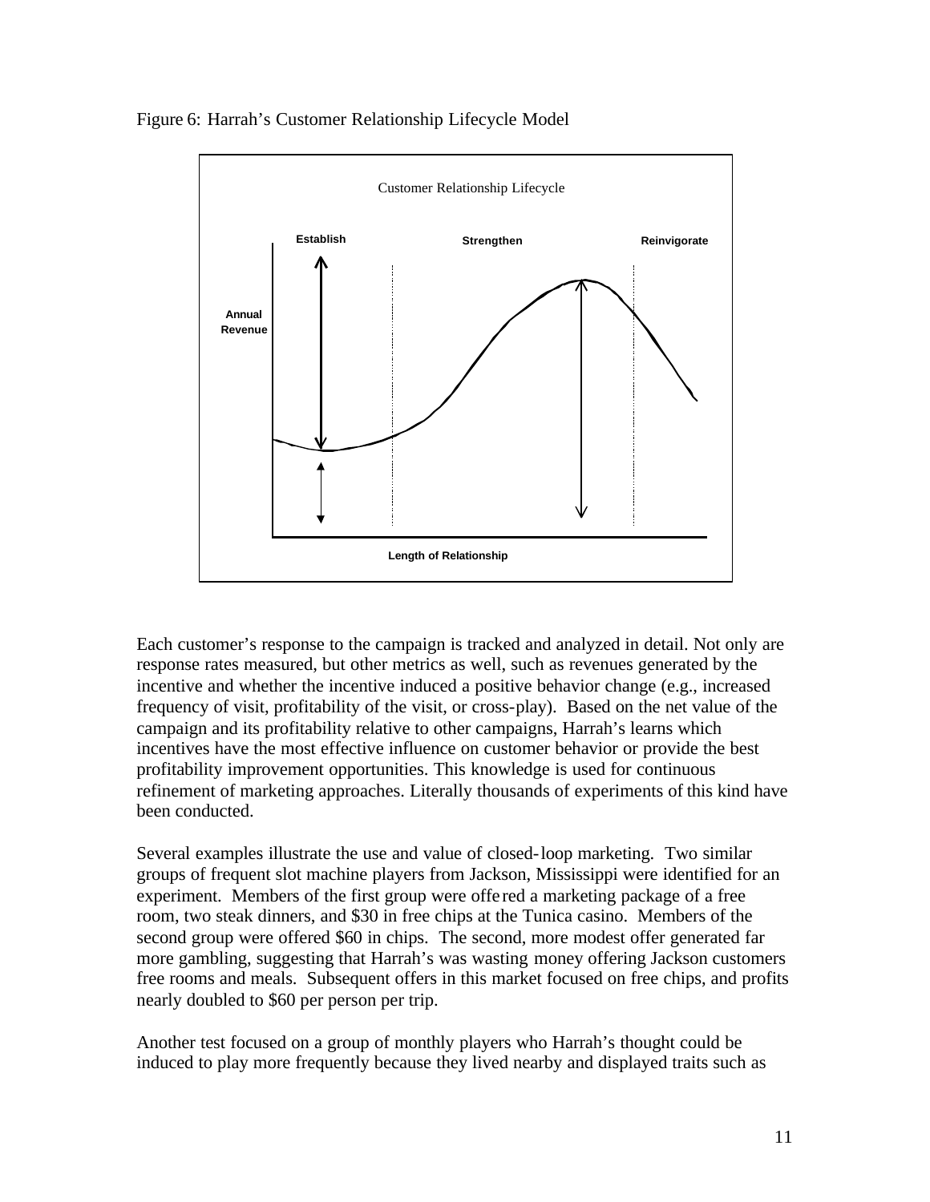Figure 6: Harrah's Customer Relationship Lifecycle Model

Each customer's response to the campaign is tracked and analyzed in detail. Not only are response rates measured, but other metrics as well, such as revenues generated by the incentive and whether the incentive induced a positive behavior change (e.g., increased frequency of visit, profitability of the visit, or cross-play). Based on the net value of the campaign and its profitability relative to other campaigns, Harrah's learns which incentives have the most effective influence on customer behavior or provide the best profitability improvement opportunities. This knowledge is used for continuous refinement of marketing approaches. Literally thousands of experiments of this kind have been conducted.

Several examples illustrate the use and value of closed-loop marketing. Two similar groups of frequent slot machine players from Jackson, Mississippi were identified for an experiment. Members of the first group were offered a marketing package of a free room, two steak dinners, and $30 in free chips at the Tunica casino. Members of the second group were offered $60 in chips. The second, more modest offer generated far more gambling, suggesting that Harrah's was wasting money offering Jackson customers free rooms and meals. Subsequent offers in this market focused on free chips, and profits nearly doubled to $60 per person per trip.

Another test focused on a group of monthly players who Harrah's thought could be induced to play more frequently because they lived nearby and displayed traits such as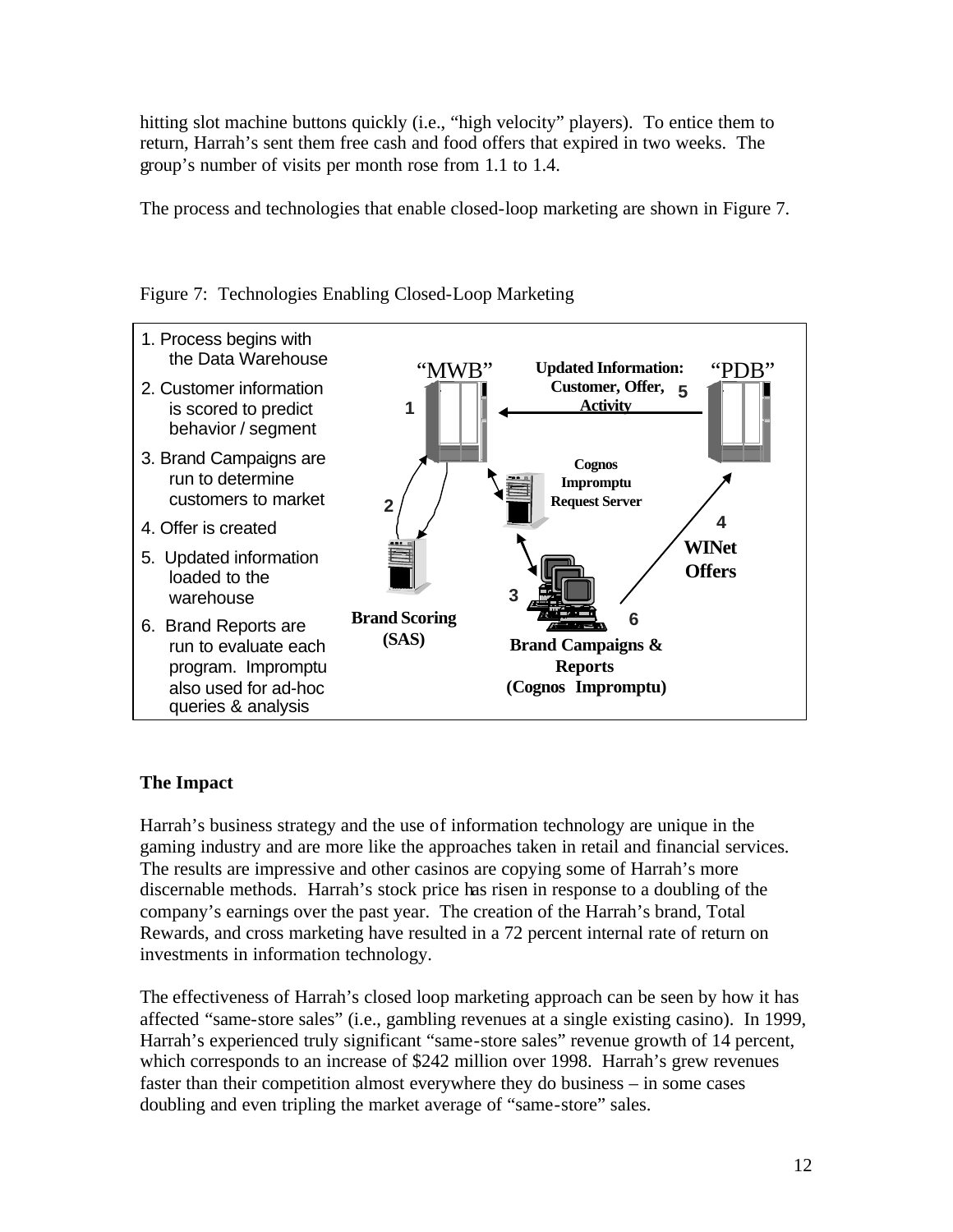hitting slot machine buttons quickly (i.e., "high velocity" players). To entice them to return, Harrah's sent them free cash and food offers that expired in two weeks. The group's number of visits per month rose from 1.1 to 1.4.

The process and technologies that enable closed-loop marketing are shown in Figure 7.

Figure 7: Technologies Enabling Closed-Loop Marketing

1. Process begins with the Data Warehouse
2. Customer information is scored to predict behavior / segment
3. Brand Campaigns are run to determine customers to market
4. Offer is created
5. Updated information loaded to the warehouse
6. Brand Reports are run to evaluate each program. Impromptu also used for ad-hoc queries & analysis

"MWB" — 1
"PDB"
5 — Updated Information: Customer, Offer, Activity
Cognos Impromptu Request Server
2 — Brand Scoring (SAS)
3, 6 — Brand Campaigns & Reports (Cognos Impromptu)
4 — WINet Offers

## The Impact

Harrah's business strategy and the use of information technology are unique in the gaming industry and are more like the approaches taken in retail and financial services. The results are impressive and other casinos are copying some of Harrah's more discernable methods. Harrah's stock price has risen in response to a doubling of the company's earnings over the past year. The creation of the Harrah's brand, Total Rewards, and cross marketing have resulted in a 72 percent internal rate of return on investments in information technology.

The effectiveness of Harrah's closed loop marketing approach can be seen by how it has affected "same-store sales" (i.e., gambling revenues at a single existing casino). In 1999, Harrah's experienced truly significant "same-store sales" revenue growth of 14 percent, which corresponds to an increase of $242 million over 1998. Harrah's grew revenues faster than their competition almost everywhere they do business – in some cases doubling and even tripling the market average of "same-store" sales.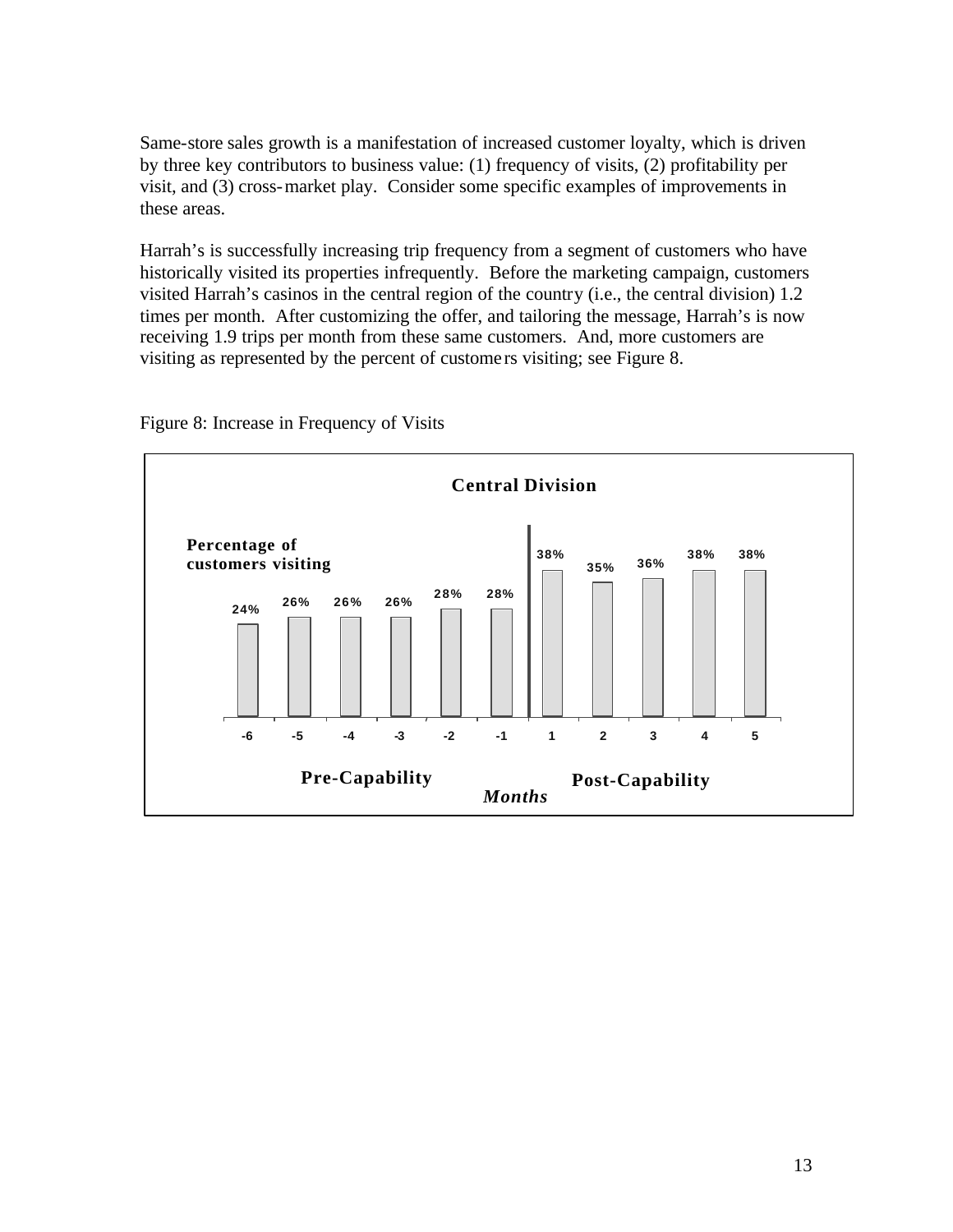Same-store sales growth is a manifestation of increased customer loyalty, which is driven by three key contributors to business value: (1) frequency of visits, (2) profitability per visit, and (3) cross-market play. Consider some specific examples of improvements in these areas.

Harrah's is successfully increasing trip frequency from a segment of customers who have historically visited its properties infrequently. Before the marketing campaign, customers visited Harrah's casinos in the central region of the country (i.e., the central division) 1.2 times per month. After customizing the offer, and tailoring the message, Harrah's is now receiving 1.9 trips per month from these same customers. And, more customers are visiting as represented by the percent of customers visiting; see Figure 8.

Figure 8: Increase in Frequency of Visits

**Central Division**

Percentage of customers visiting

| Months | -6 | -5 | -4 | -3 | -2 | -1 | 1 | 2 | 3 | 4 | 5 |
|---|---|---|---|---|---|---|---|---|---|---|---|
| Percentage of customers visiting | 24% | 26% | 26% | 26% | 28% | 28% | 38% | 35% | 36% | 38% | 38% |

**Pre-Capability** (months -6 to -1) | **Post-Capability** (months 1 to 5)

*Months*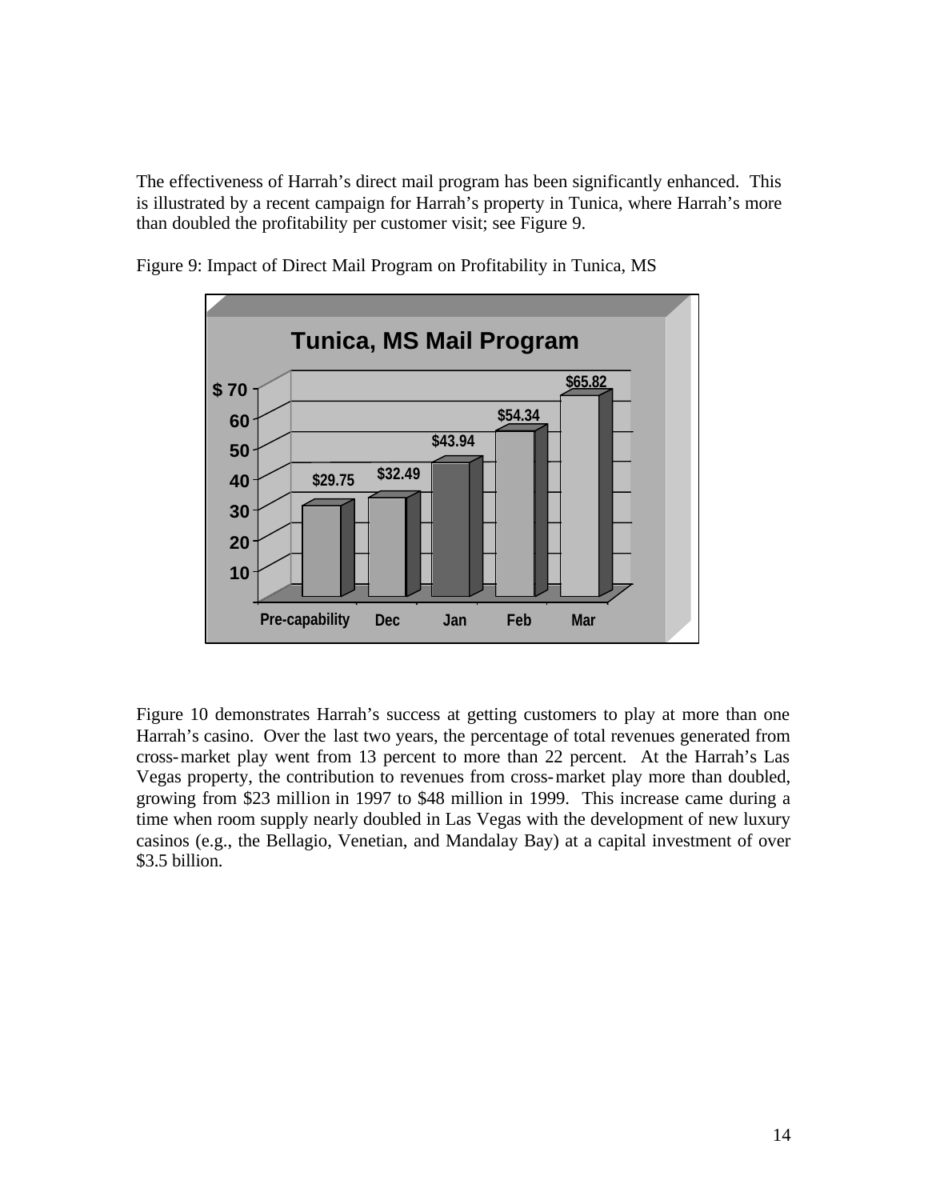The effectiveness of Harrah's direct mail program has been significantly enhanced. This is illustrated by a recent campaign for Harrah's property in Tunica, where Harrah's more than doubled the profitability per customer visit; see Figure 9.

Figure 9: Impact of Direct Mail Program on Profitability in Tunica, MS

**Tunica, MS Mail Program**

| Period | Profitability per customer visit |
|---|---|
| Pre-capability | $29.75 |
| Dec | $32.49 |
| Jan | $43.94 |
| Feb | $54.34 |
| Mar | $65.82 |

Figure 10 demonstrates Harrah's success at getting customers to play at more than one Harrah's casino. Over the last two years, the percentage of total revenues generated from cross-market play went from 13 percent to more than 22 percent. At the Harrah's Las Vegas property, the contribution to revenues from cross-market play more than doubled, growing from $23 million in 1997 to $48 million in 1999. This increase came during a time when room supply nearly doubled in Las Vegas with the development of new luxury casinos (e.g., the Bellagio, Venetian, and Mandalay Bay) at a capital investment of over $3.5 billion.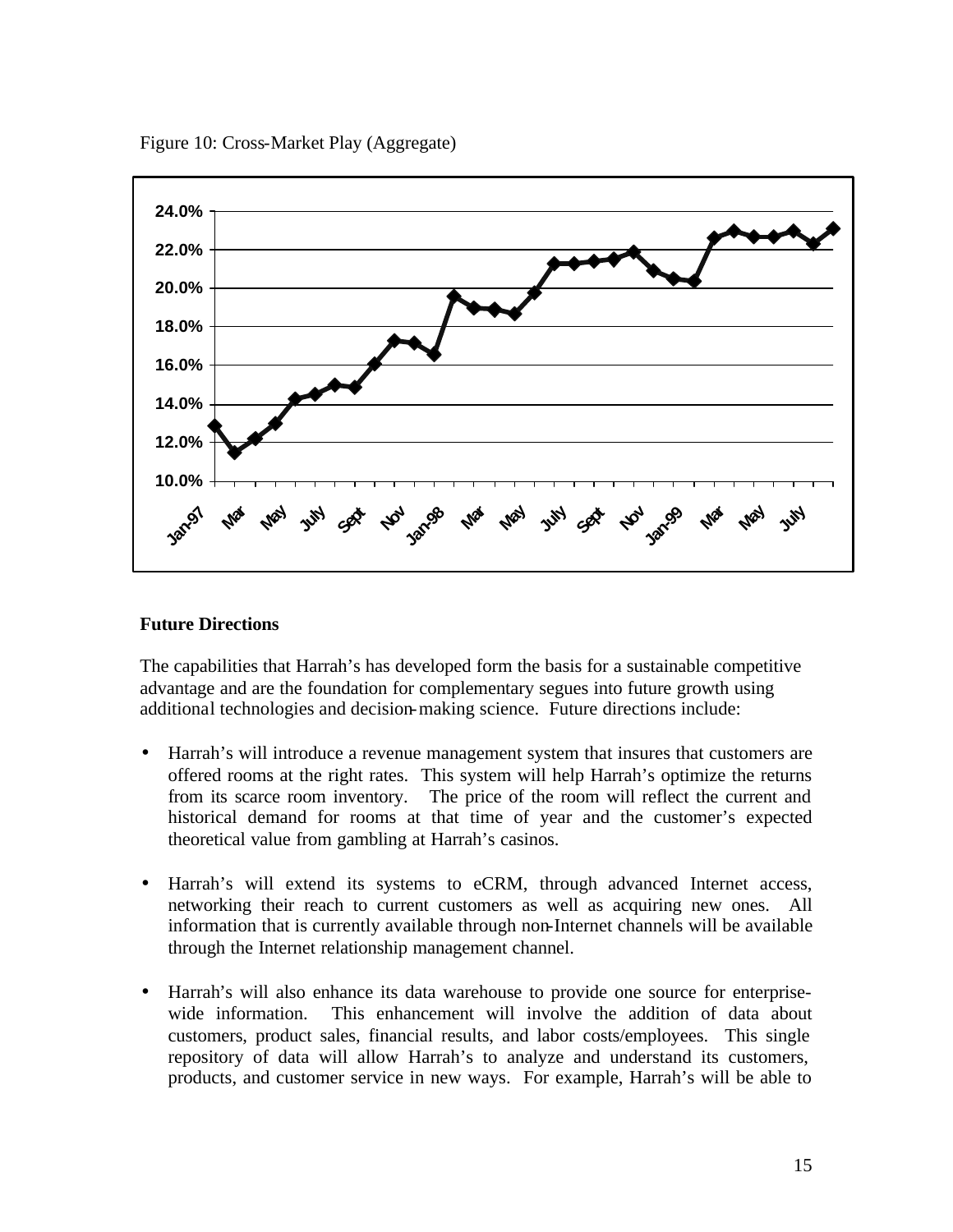Figure 10: Cross-Market Play (Aggregate)

**Future Directions**

The capabilities that Harrah's has developed form the basis for a sustainable competitive advantage and are the foundation for complementary segues into future growth using additional technologies and decision-making science. Future directions include:

- Harrah's will introduce a revenue management system that insures that customers are offered rooms at the right rates. This system will help Harrah's optimize the returns from its scarce room inventory. The price of the room will reflect the current and historical demand for rooms at that time of year and the customer's expected theoretical value from gambling at Harrah's casinos.

- Harrah's will extend its systems to eCRM, through advanced Internet access, networking their reach to current customers as well as acquiring new ones. All information that is currently available through non-Internet channels will be available through the Internet relationship management channel.

- Harrah's will also enhance its data warehouse to provide one source for enterprise-wide information. This enhancement will involve the addition of data about customers, product sales, financial results, and labor costs/employees. This single repository of data will allow Harrah's to analyze and understand its customers, products, and customer service in new ways. For example, Harrah's will be able to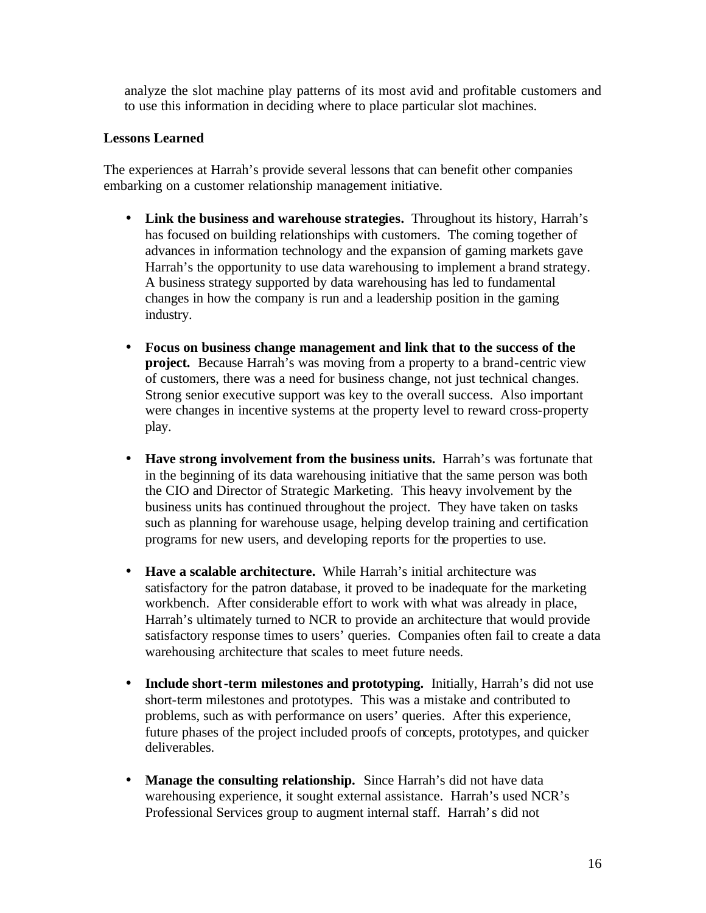analyze the slot machine play patterns of its most avid and profitable customers and to use this information in deciding where to place particular slot machines.

**Lessons Learned**

The experiences at Harrah's provide several lessons that can benefit other companies embarking on a customer relationship management initiative.

- **Link the business and warehouse strategies.** Throughout its history, Harrah's has focused on building relationships with customers. The coming together of advances in information technology and the expansion of gaming markets gave Harrah's the opportunity to use data warehousing to implement a brand strategy. A business strategy supported by data warehousing has led to fundamental changes in how the company is run and a leadership position in the gaming industry.

- **Focus on business change management and link that to the success of the project.** Because Harrah's was moving from a property to a brand-centric view of customers, there was a need for business change, not just technical changes. Strong senior executive support was key to the overall success. Also important were changes in incentive systems at the property level to reward cross-property play.

- **Have strong involvement from the business units.** Harrah's was fortunate that in the beginning of its data warehousing initiative that the same person was both the CIO and Director of Strategic Marketing. This heavy involvement by the business units has continued throughout the project. They have taken on tasks such as planning for warehouse usage, helping develop training and certification programs for new users, and developing reports for the properties to use.

- **Have a scalable architecture.** While Harrah's initial architecture was satisfactory for the patron database, it proved to be inadequate for the marketing workbench. After considerable effort to work with what was already in place, Harrah's ultimately turned to NCR to provide an architecture that would provide satisfactory response times to users' queries. Companies often fail to create a data warehousing architecture that scales to meet future needs.

- **Include short-term milestones and prototyping.** Initially, Harrah's did not use short-term milestones and prototypes. This was a mistake and contributed to problems, such as with performance on users' queries. After this experience, future phases of the project included proofs of concepts, prototypes, and quicker deliverables.

- **Manage the consulting relationship.** Since Harrah's did not have data warehousing experience, it sought external assistance. Harrah's used NCR's Professional Services group to augment internal staff. Harrah's did not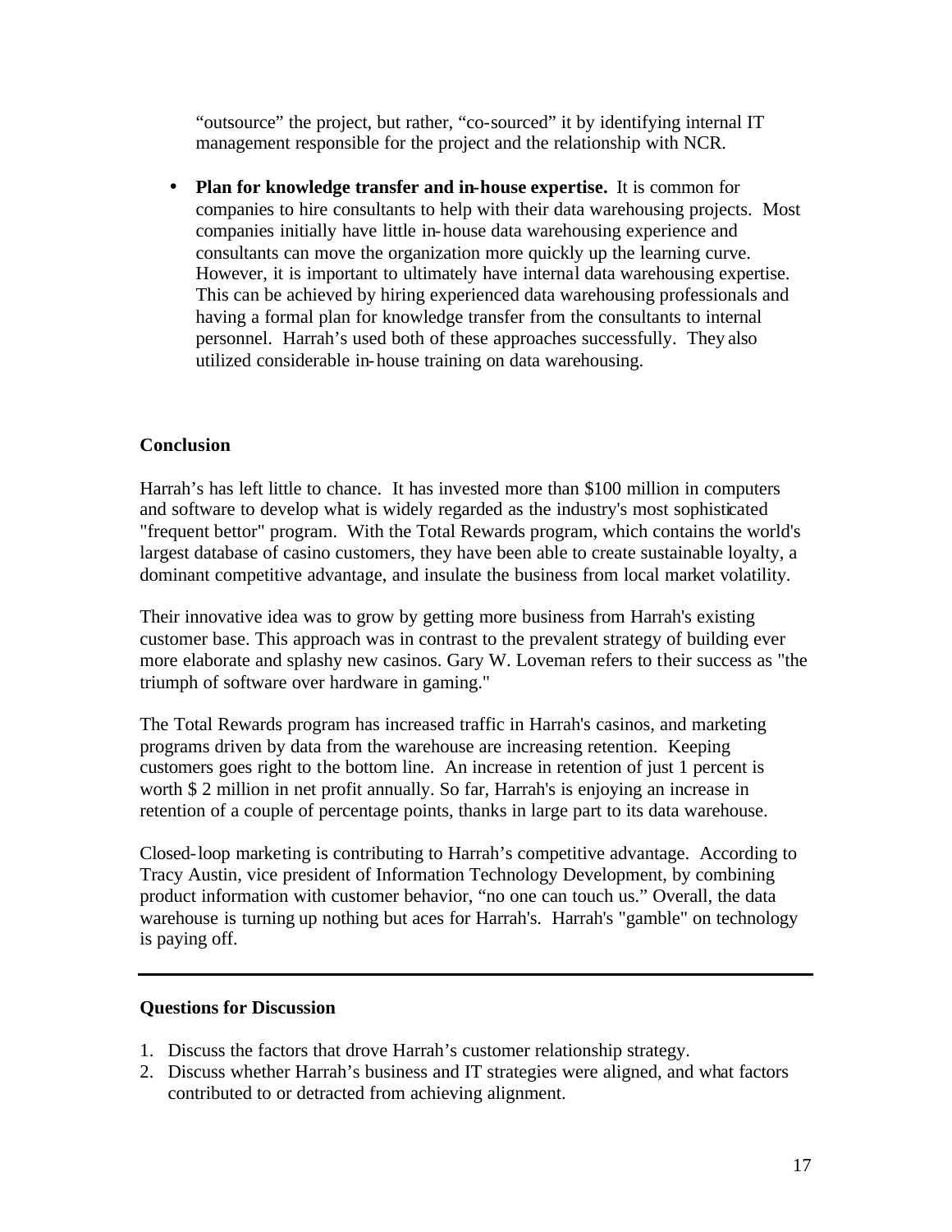"outsource" the project, but rather, "co-sourced" it by identifying internal IT management responsible for the project and the relationship with NCR.

- **Plan for knowledge transfer and in-house expertise.** It is common for companies to hire consultants to help with their data warehousing projects. Most companies initially have little in-house data warehousing experience and consultants can move the organization more quickly up the learning curve. However, it is important to ultimately have internal data warehousing expertise. This can be achieved by hiring experienced data warehousing professionals and having a formal plan for knowledge transfer from the consultants to internal personnel. Harrah's used both of these approaches successfully. They also utilized considerable in-house training on data warehousing.

**Conclusion**

Harrah's has left little to chance. It has invested more than $100 million in computers and software to develop what is widely regarded as the industry's most sophisticated "frequent bettor" program. With the Total Rewards program, which contains the world's largest database of casino customers, they have been able to create sustainable loyalty, a dominant competitive advantage, and insulate the business from local market volatility.

Their innovative idea was to grow by getting more business from Harrah's existing customer base. This approach was in contrast to the prevalent strategy of building ever more elaborate and splashy new casinos. Gary W. Loveman refers to their success as "the triumph of software over hardware in gaming."

The Total Rewards program has increased traffic in Harrah's casinos, and marketing programs driven by data from the warehouse are increasing retention. Keeping customers goes right to the bottom line. An increase in retention of just 1 percent is worth $ 2 million in net profit annually. So far, Harrah's is enjoying an increase in retention of a couple of percentage points, thanks in large part to its data warehouse.

Closed-loop marketing is contributing to Harrah's competitive advantage. According to Tracy Austin, vice president of Information Technology Development, by combining product information with customer behavior, "no one can touch us." Overall, the data warehouse is turning up nothing but aces for Harrah's. Harrah's "gamble" on technology is paying off.

---

**Questions for Discussion**

1. Discuss the factors that drove Harrah's customer relationship strategy.
2. Discuss whether Harrah's business and IT strategies were aligned, and what factors contributed to or detracted from achieving alignment.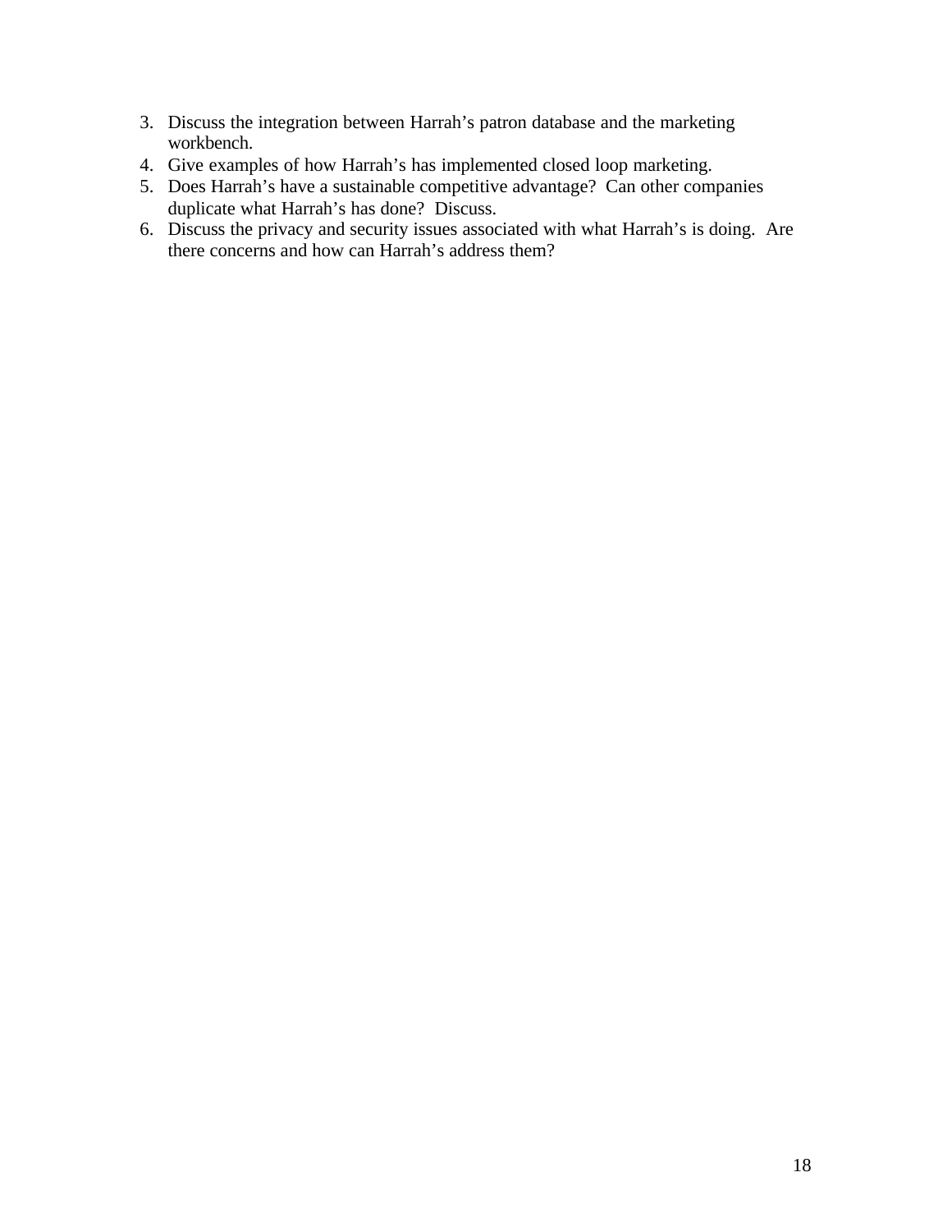3. Discuss the integration between Harrah's patron database and the marketing workbench.
4. Give examples of how Harrah's has implemented closed loop marketing.
5. Does Harrah's have a sustainable competitive advantage? Can other companies duplicate what Harrah's has done? Discuss.
6. Discuss the privacy and security issues associated with what Harrah's is doing. Are there concerns and how can Harrah's address them?